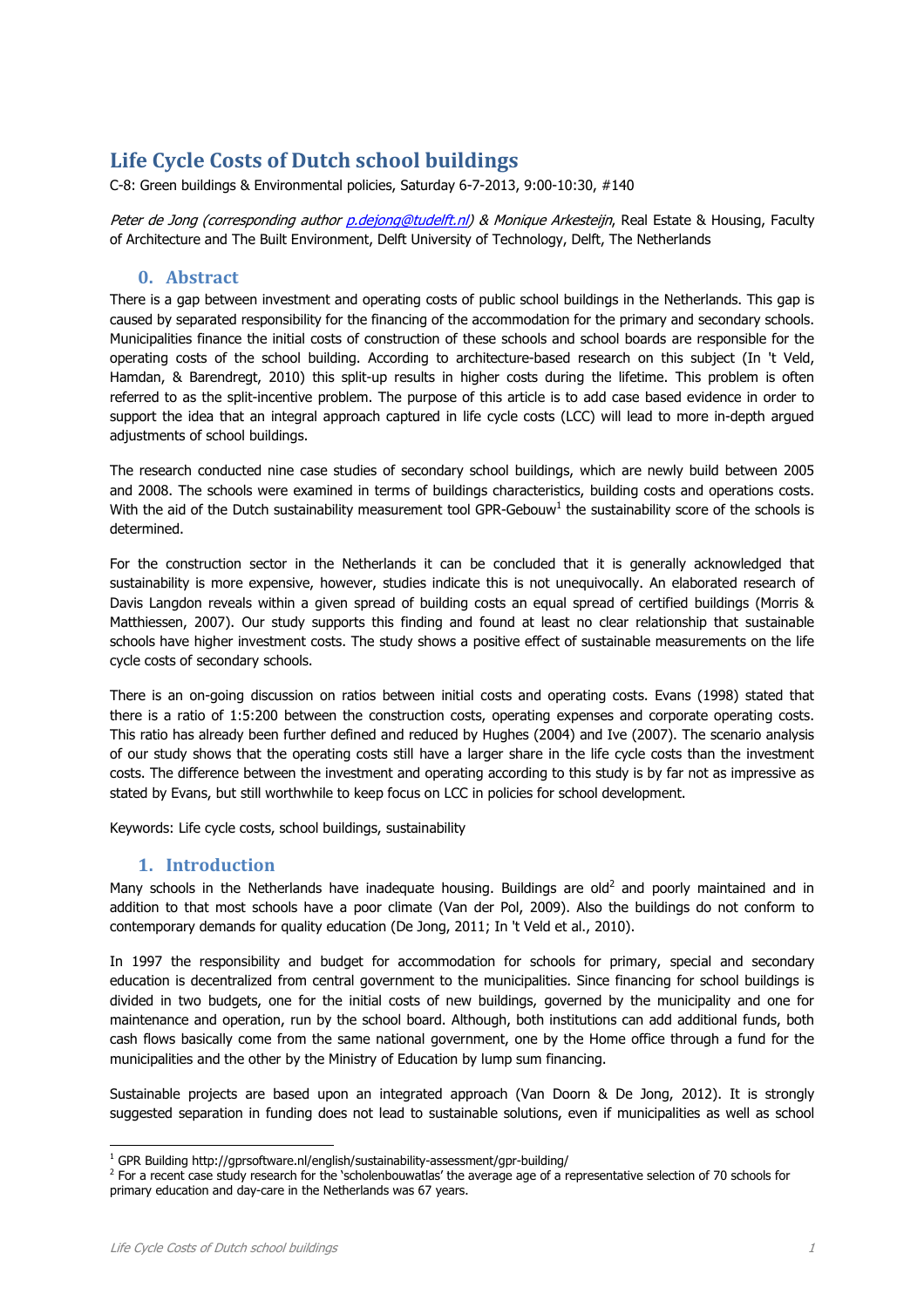# Life Cycle Costs of Dutch school buildings

C-8: Green buildings & Environmental policies, Saturday 6-7-2013, 9:00-10:30, #140

*Peter de Jong (corresponding author p.dejong@tudelft.nl) & Monique Arkesteijn*, Real Estate & Housing, Faculty of Architecture and The Built Environment, Delft University of Technology, Delft, The Netherlands

## 0. Abstract

There is a gap between investment and operating costs of public school buildings in the Netherlands. This gap is caused by separated responsibility for the financing of the accommodation for the primary and secondary schools. Municipalities finance the initial costs of construction of these schools and school boards are responsible for the operating costs of the school building. According to architecture-based research on this subject (In 't Veld, Hamdan, & Barendregt, 2010) this split-up results in higher costs during the lifetime. This problem is often referred to as the split-incentive problem. The purpose of this article is to add case based evidence in order to support the idea that an integral approach captured in life cycle costs (LCC) will lead to more in-depth argued adjustments of school buildings.

The research conducted nine case studies of secondary school buildings, which are newly build between 2005 and 2008. The schools were examined in terms of buildings characteristics, building costs and operations costs. With the aid of the Dutch sustainability measurement tool GPR-Gebouw[1] the sustainability score of the schools is determined.

For the construction sector in the Netherlands it can be concluded that it is generally acknowledged that sustainability is more expensive, however, studies indicate this is not unequivocally. An elaborated research of Davis Langdon reveals within a given spread of building costs an equal spread of certified buildings (Morris & Matthiessen, 2007). Our study supports this finding and found at least no clear relationship that sustainable schools have higher investment costs. The study shows a positive effect of sustainable measurements on the life cycle costs of secondary schools.

There is an on-going discussion on ratios between initial costs and operating costs. Evans (1998) stated that there is a ratio of 1:5:200 between the construction costs, operating expenses and corporate operating costs. This ratio has already been further defined and reduced by Hughes (2004) and Ive (2007). The scenario analysis of our study shows that the operating costs still have a larger share in the life cycle costs than the investment costs. The difference between the investment and operating according to this study is by far not as impressive as stated by Evans, but still worthwhile to keep focus on LCC in policies for school development.

Keywords: Life cycle costs, school buildings, sustainability

## 1. Introduction

Many schools in the Netherlands have inadequate housing. Buildings are old[2] and poorly maintained and in addition to that most schools have a poor climate (Van der Pol, 2009). Also the buildings do not conform to contemporary demands for quality education (De Jong, 2011; In 't Veld et al., 2010).

In 1997 the responsibility and budget for accommodation for schools for primary, special and secondary education is decentralized from central government to the municipalities. Since financing for school buildings is divided in two budgets, one for the initial costs of new buildings, governed by the municipality and one for maintenance and operation, run by the school board. Although, both institutions can add additional funds, both cash flows basically come from the same national government, one by the Home office through a fund for the municipalities and the other by the Ministry of Education by lump sum financing.

Sustainable projects are based upon an integrated approach (Van Doorn & De Jong, 2012). It is strongly suggested separation in funding does not lead to sustainable solutions, even if municipalities as well as school

[1] GPR Building http://gprsoftware.nl/english/sustainability-assessment/gpr-building/

[2] For a recent case study research for the 'scholenbouwatlas' the average age of a representative selection of 70 schools for primary education and day-care in the Netherlands was 67 years.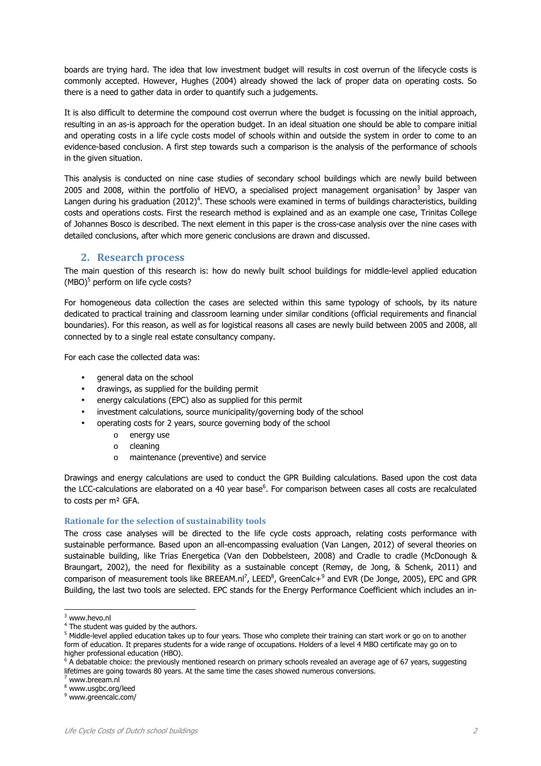boards are trying hard. The idea that low investment budget will results in cost overrun of the lifecycle costs is commonly accepted. However, Hughes (2004) already showed the lack of proper data on operating costs. So there is a need to gather data in order to quantify such a judgements.

It is also difficult to determine the compound cost overrun where the budget is focussing on the initial approach, resulting in an as-is approach for the operation budget. In an ideal situation one should be able to compare initial and operating costs in a life cycle costs model of schools within and outside the system in order to come to an evidence-based conclusion. A first step towards such a comparison is the analysis of the performance of schools in the given situation.

This analysis is conducted on nine case studies of secondary school buildings which are newly build between 2005 and 2008, within the portfolio of HEVO, a specialised project management organisation[3] by Jasper van Langen during his graduation (2012)[4]. These schools were examined in terms of buildings characteristics, building costs and operations costs. First the research method is explained and as an example one case, Trinitas College of Johannes Bosco is described. The next element in this paper is the cross-case analysis over the nine cases with detailed conclusions, after which more generic conclusions are drawn and discussed.

## 2. Research process

The main question of this research is: how do newly built school buildings for middle-level applied education (MBO)[5] perform on life cycle costs?

For homogeneous data collection the cases are selected within this same typology of schools, by its nature dedicated to practical training and classroom learning under similar conditions (official requirements and financial boundaries). For this reason, as well as for logistical reasons all cases are newly build between 2005 and 2008, all connected by to a single real estate consultancy company.

For each case the collected data was:

- general data on the school
- drawings, as supplied for the building permit
- energy calculations (EPC) also as supplied for this permit
- investment calculations, source municipality/governing body of the school
- operating costs for 2 years, source governing body of the school
  - energy use
  - cleaning
  - maintenance (preventive) and service

Drawings and energy calculations are used to conduct the GPR Building calculations. Based upon the cost data the LCC-calculations are elaborated on a 40 year base[6]. For comparison between cases all costs are recalculated to costs per m² GFA.

### Rationale for the selection of sustainability tools

The cross case analyses will be directed to the life cycle costs approach, relating costs performance with sustainable performance. Based upon an all-encompassing evaluation (Van Langen, 2012) of several theories on sustainable building, like Trias Energetica (Van den Dobbelsteen, 2008) and Cradle to cradle (McDonough & Braungart, 2002), the need for flexibility as a sustainable concept (Remøy, de Jong, & Schenk, 2011) and comparison of measurement tools like BREEAM.nl[7], LEED[8], GreenCalc+[9] and EVR (De Jonge, 2005), EPC and GPR Building, the last two tools are selected. EPC stands for the Energy Performance Coefficient which includes an in-

---

[3] www.hevo.nl

[4] The student was guided by the authors.

[5] Middle-level applied education takes up to four years. Those who complete their training can start work or go on to another form of education. It prepares students for a wide range of occupations. Holders of a level 4 MBO certificate may go on to higher professional education (HBO).

[6] A debatable choice: the previously mentioned research on primary schools revealed an average age of 67 years, suggesting lifetimes are going towards 80 years. At the same time the cases showed numerous conversions.

[7] www.breeam.nl

[8] www.usgbc.org/leed

[9] www.greencalc.com/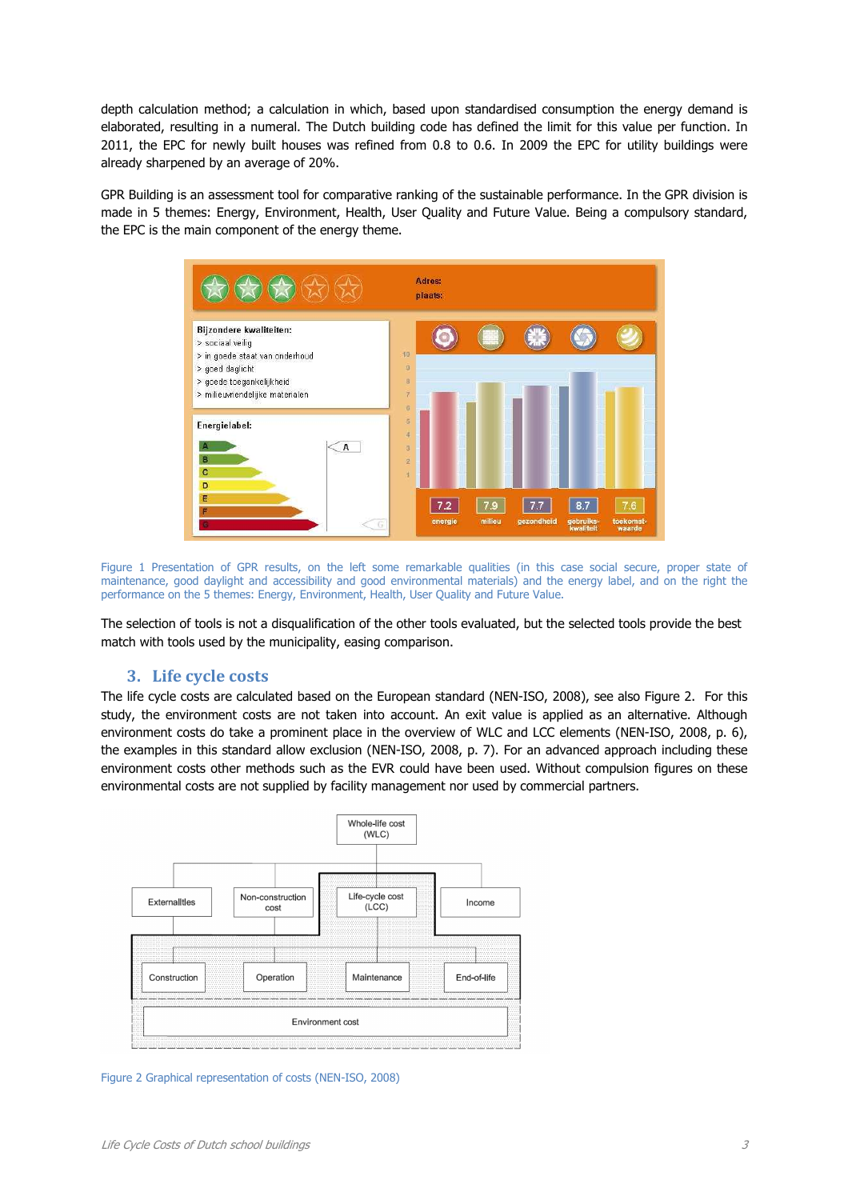depth calculation method; a calculation in which, based upon standardised consumption the energy demand is elaborated, resulting in a numeral. The Dutch building code has defined the limit for this value per function. In 2011, the EPC for newly built houses was refined from 0.8 to 0.6. In 2009 the EPC for utility buildings were already sharpened by an average of 20%.

GPR Building is an assessment tool for comparative ranking of the sustainable performance. In the GPR division is made in 5 themes: Energy, Environment, Health, User Quality and Future Value. Being a compulsory standard, the EPC is the main component of the energy theme.

Figure 1 Presentation of GPR results, on the left some remarkable qualities (in this case social secure, proper state of maintenance, good daylight and accessibility and good environmental materials) and the energy label, and on the right the performance on the 5 themes: Energy, Environment, Health, User Quality and Future Value.

The selection of tools is not a disqualification of the other tools evaluated, but the selected tools provide the best match with tools used by the municipality, easing comparison.

## 3. Life cycle costs

The life cycle costs are calculated based on the European standard (NEN-ISO, 2008), see also Figure 2. For this study, the environment costs are not taken into account. An exit value is applied as an alternative. Although environment costs do take a prominent place in the overview of WLC and LCC elements (NEN-ISO, 2008, p. 6), the examples in this standard allow exclusion (NEN-ISO, 2008, p. 7). For an advanced approach including these environment costs other methods such as the EVR could have been used. Without compulsion figures on these environmental costs are not supplied by facility management nor used by commercial partners.

Figure 2 Graphical representation of costs (NEN-ISO, 2008)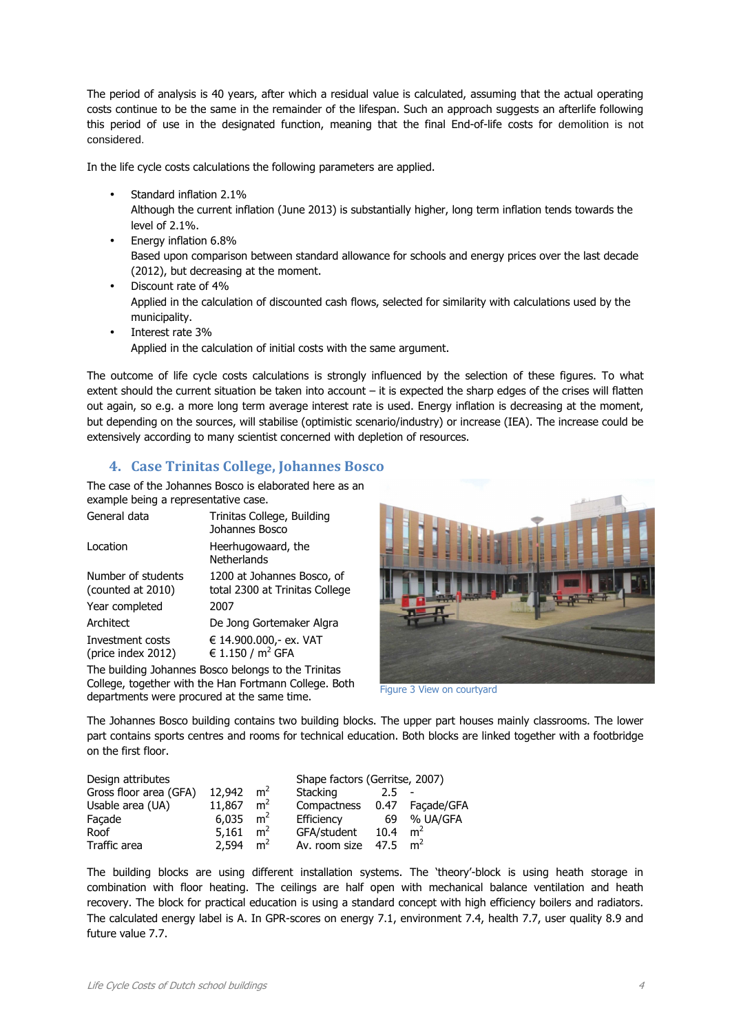The period of analysis is 40 years, after which a residual value is calculated, assuming that the actual operating costs continue to be the same in the remainder of the lifespan. Such an approach suggests an afterlife following this period of use in the designated function, meaning that the final End-of-life costs for demolition is not considered.

In the life cycle costs calculations the following parameters are applied.

- Standard inflation 2.1%
  Although the current inflation (June 2013) is substantially higher, long term inflation tends towards the level of 2.1%.
- Energy inflation 6.8%
  Based upon comparison between standard allowance for schools and energy prices over the last decade (2012), but decreasing at the moment.
- Discount rate of 4%
  Applied in the calculation of discounted cash flows, selected for similarity with calculations used by the municipality.
- Interest rate 3%
  Applied in the calculation of initial costs with the same argument.

The outcome of life cycle costs calculations is strongly influenced by the selection of these figures. To what extent should the current situation be taken into account – it is expected the sharp edges of the crises will flatten out again, so e.g. a more long term average interest rate is used. Energy inflation is decreasing at the moment, but depending on the sources, will stabilise (optimistic scenario/industry) or increase (IEA). The increase could be extensively according to many scientist concerned with depletion of resources.

## 4. Case Trinitas College, Johannes Bosco

The case of the Johannes Bosco is elaborated here as an example being a representative case.

| | |
|---|---|
| General data | Trinitas College, Building Johannes Bosco |
| Location | Heerhugowaard, the Netherlands |
| Number of students (counted at 2010) | 1200 at Johannes Bosco, of total 2300 at Trinitas College |
| Year completed | 2007 |
| Architect | De Jong Gortemaker Algra |
| Investment costs (price index 2012) | € 14.900.000,- ex. VAT<br>€ 1.150 / m² GFA |

The building Johannes Bosco belongs to the Trinitas College, together with the Han Fortmann College. Both departments were procured at the same time.

Figure 3 View on courtyard

The Johannes Bosco building contains two building blocks. The upper part houses mainly classrooms. The lower part contains sports centres and rooms for technical education. Both blocks are linked together with a footbridge on the first floor.

| Design attributes | | | Shape factors (Gerritse, 2007) | | |
|---|---|---|---|---|---|
| Gross floor area (GFA) | 12,942 | m² | Stacking | 2.5 | - |
| Usable area (UA) | 11,867 | m² | Compactness | 0.47 | Façade/GFA |
| Façade | 6,035 | m² | Efficiency | 69 | % UA/GFA |
| Roof | 5,161 | m² | GFA/student | 10.4 | m² |
| Traffic area | 2,594 | m² | Av. room size | 47.5 | m² |

The building blocks are using different installation systems. The 'theory'-block is using heath storage in combination with floor heating. The ceilings are half open with mechanical balance ventilation and heath recovery. The block for practical education is using a standard concept with high efficiency boilers and radiators. The calculated energy label is A. In GPR-scores on energy 7.1, environment 7.4, health 7.7, user quality 8.9 and future value 7.7.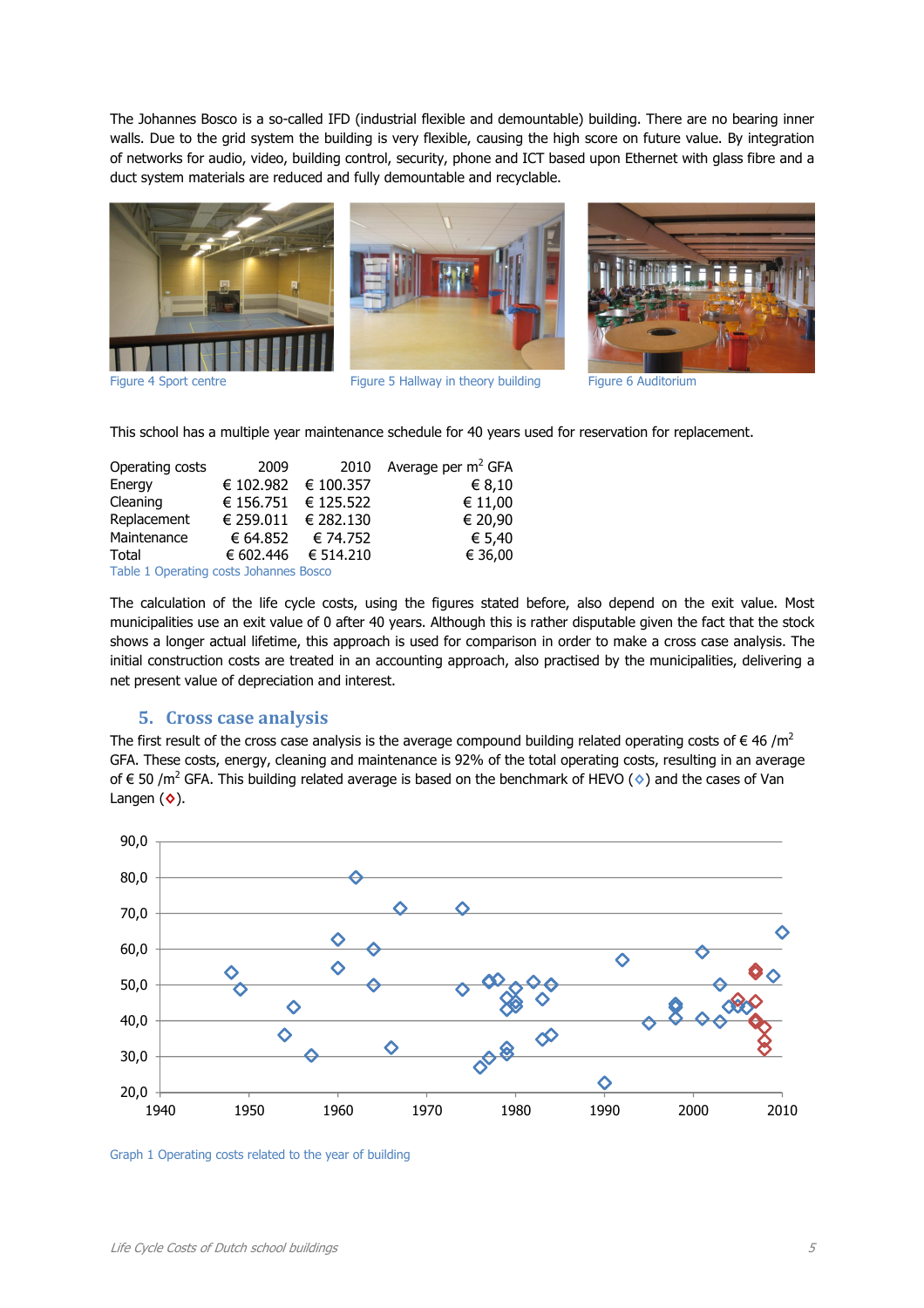The Johannes Bosco is a so-called IFD (industrial flexible and demountable) building. There are no bearing inner walls. Due to the grid system the building is very flexible, causing the high score on future value. By integration of networks for audio, video, building control, security, phone and ICT based upon Ethernet with glass fibre and a duct system materials are reduced and fully demountable and recyclable.

Figure 4 Sport centre

Figure 5 Hallway in theory building

Figure 6 Auditorium

This school has a multiple year maintenance schedule for 40 years used for reservation for replacement.

| Operating costs | 2009 | 2010 | Average per m² GFA |
|---|---|---|---|
| Energy | € 102.982 | € 100.357 | € 8,10 |
| Cleaning | € 156.751 | € 125.522 | € 11,00 |
| Replacement | € 259.011 | € 282.130 | € 20,90 |
| Maintenance | € 64.852 | € 74.752 | € 5,40 |
| Total | € 602.446 | € 514.210 | € 36,00 |

Table 1 Operating costs Johannes Bosco

The calculation of the life cycle costs, using the figures stated before, also depend on the exit value. Most municipalities use an exit value of 0 after 40 years. Although this is rather disputable given the fact that the stock shows a longer actual lifetime, this approach is used for comparison in order to make a cross case analysis. The initial construction costs are treated in an accounting approach, also practised by the municipalities, delivering a net present value of depreciation and interest.

## 5. Cross case analysis

The first result of the cross case analysis is the average compound building related operating costs of € 46 /m² GFA. These costs, energy, cleaning and maintenance is 92% of the total operating costs, resulting in an average of € 50 /m² GFA. This building related average is based on the benchmark of HEVO (◇) and the cases of Van Langen (◇).

Graph 1 Operating costs related to the year of building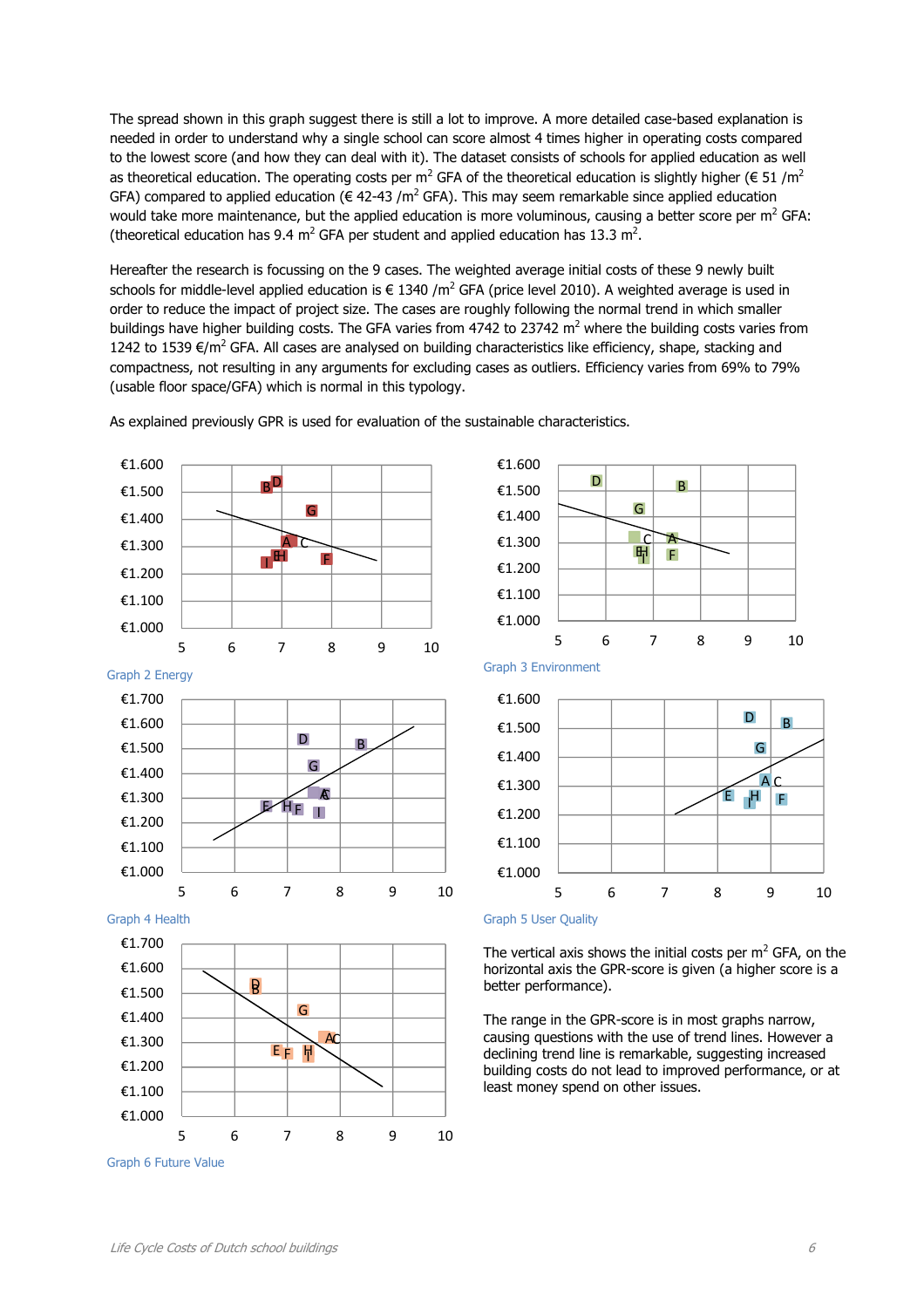The spread shown in this graph suggest there is still a lot to improve. A more detailed case-based explanation is needed in order to understand why a single school can score almost 4 times higher in operating costs compared to the lowest score (and how they can deal with it). The dataset consists of schools for applied education as well as theoretical education. The operating costs per m$^2$ GFA of the theoretical education is slightly higher (€ 51 /m$^2$ GFA) compared to applied education (€ 42-43 /m$^2$ GFA). This may seem remarkable since applied education would take more maintenance, but the applied education is more voluminous, causing a better score per m$^2$ GFA: (theoretical education has 9.4 m$^2$ GFA per student and applied education has 13.3 m$^2$.

Hereafter the research is focussing on the 9 cases. The weighted average initial costs of these 9 newly built schools for middle-level applied education is € 1340 /m$^2$ GFA (price level 2010). A weighted average is used in order to reduce the impact of project size. The cases are roughly following the normal trend in which smaller buildings have higher building costs. The GFA varies from 4742 to 23742 m$^2$ where the building costs varies from 1242 to 1539 €/m$^2$ GFA. All cases are analysed on building characteristics like efficiency, shape, stacking and compactness, not resulting in any arguments for excluding cases as outliers. Efficiency varies from 69% to 79% (usable floor space/GFA) which is normal in this typology.

As explained previously GPR is used for evaluation of the sustainable characteristics.

Graph 2 Energy

Graph 3 Environment

Graph 4 Health

Graph 5 User Quality

Graph 6 Future Value

The vertical axis shows the initial costs per m$^2$ GFA, on the horizontal axis the GPR-score is given (a higher score is a better performance).

The range in the GPR-score is in most graphs narrow, causing questions with the use of trend lines. However a declining trend line is remarkable, suggesting increased building costs do not lead to improved performance, or at least money spend on other issues.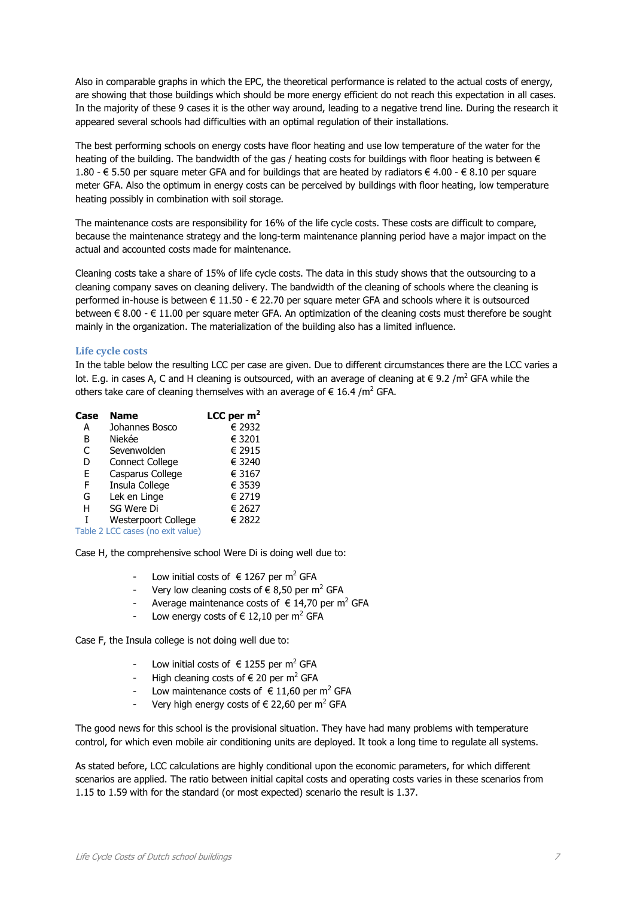Also in comparable graphs in which the EPC, the theoretical performance is related to the actual costs of energy, are showing that those buildings which should be more energy efficient do not reach this expectation in all cases. In the majority of these 9 cases it is the other way around, leading to a negative trend line. During the research it appeared several schools had difficulties with an optimal regulation of their installations.

The best performing schools on energy costs have floor heating and use low temperature of the water for the heating of the building. The bandwidth of the gas / heating costs for buildings with floor heating is between € 1.80 - € 5.50 per square meter GFA and for buildings that are heated by radiators € 4.00 - € 8.10 per square meter GFA. Also the optimum in energy costs can be perceived by buildings with floor heating, low temperature heating possibly in combination with soil storage.

The maintenance costs are responsibility for 16% of the life cycle costs. These costs are difficult to compare, because the maintenance strategy and the long-term maintenance planning period have a major impact on the actual and accounted costs made for maintenance.

Cleaning costs take a share of 15% of life cycle costs. The data in this study shows that the outsourcing to a cleaning company saves on cleaning delivery. The bandwidth of the cleaning of schools where the cleaning is performed in-house is between € 11.50 - € 22.70 per square meter GFA and schools where it is outsourced between € 8.00 - € 11.00 per square meter GFA. An optimization of the cleaning costs must therefore be sought mainly in the organization. The materialization of the building also has a limited influence.

### Life cycle costs

In the table below the resulting LCC per case are given. Due to different circumstances there are the LCC varies a lot. E.g. in cases A, C and H cleaning is outsourced, with an average of cleaning at € 9.2 /m$^2$ GFA while the others take care of cleaning themselves with an average of € 16.4 /m$^2$ GFA.

| Case | Name | LCC per m$^2$ |
|---|---|---|
| A | Johannes Bosco | € 2932 |
| B | Niekée | € 3201 |
| C | Sevenwolden | € 2915 |
| D | Connect College | € 3240 |
| E | Casparus College | € 3167 |
| F | Insula College | € 3539 |
| G | Lek en Linge | € 2719 |
| H | SG Were Di | € 2627 |
| I | Westerpoort College | € 2822 |

Table 2 LCC cases (no exit value)

Case H, the comprehensive school Were Di is doing well due to:

- Low initial costs of € 1267 per m$^2$ GFA
- Very low cleaning costs of € 8,50 per m$^2$ GFA
- Average maintenance costs of € 14,70 per m$^2$ GFA
- Low energy costs of € 12,10 per m$^2$ GFA

Case F, the Insula college is not doing well due to:

- Low initial costs of € 1255 per m$^2$ GFA
- High cleaning costs of € 20 per m$^2$ GFA
- Low maintenance costs of € 11,60 per m$^2$ GFA
- Very high energy costs of € 22,60 per m$^2$ GFA

The good news for this school is the provisional situation. They have had many problems with temperature control, for which even mobile air conditioning units are deployed. It took a long time to regulate all systems.

As stated before, LCC calculations are highly conditional upon the economic parameters, for which different scenarios are applied. The ratio between initial capital costs and operating costs varies in these scenarios from 1.15 to 1.59 with for the standard (or most expected) scenario the result is 1.37.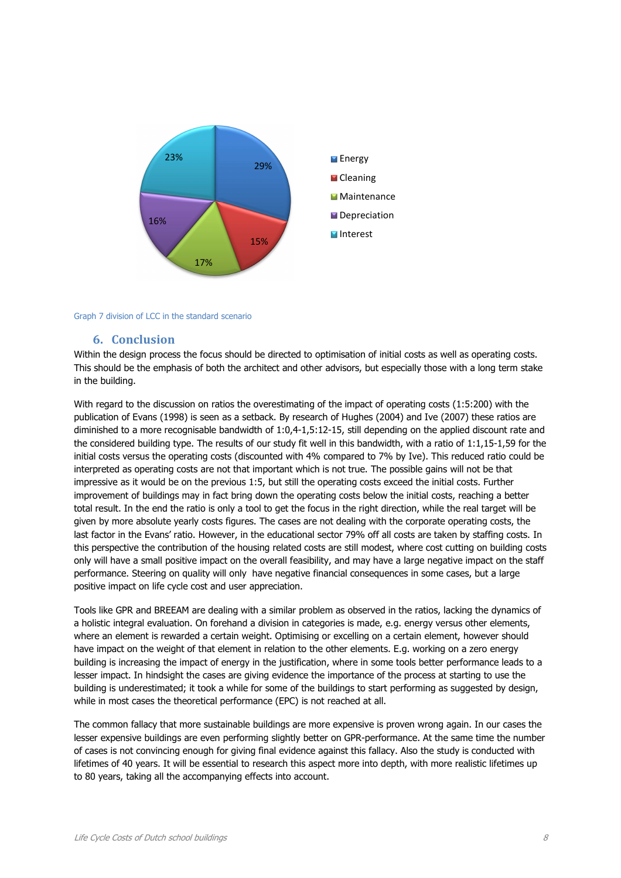Graph 7 division of LCC in the standard scenario

## 6. Conclusion

Within the design process the focus should be directed to optimisation of initial costs as well as operating costs. This should be the emphasis of both the architect and other advisors, but especially those with a long term stake in the building.

With regard to the discussion on ratios the overestimating of the impact of operating costs (1:5:200) with the publication of Evans (1998) is seen as a setback. By research of Hughes (2004) and Ive (2007) these ratios are diminished to a more recognisable bandwidth of 1:0,4-1,5:12-15, still depending on the applied discount rate and the considered building type. The results of our study fit well in this bandwidth, with a ratio of 1:1,15-1,59 for the initial costs versus the operating costs (discounted with 4% compared to 7% by Ive). This reduced ratio could be interpreted as operating costs are not that important which is not true. The possible gains will not be that impressive as it would be on the previous 1:5, but still the operating costs exceed the initial costs. Further improvement of buildings may in fact bring down the operating costs below the initial costs, reaching a better total result. In the end the ratio is only a tool to get the focus in the right direction, while the real target will be given by more absolute yearly costs figures. The cases are not dealing with the corporate operating costs, the last factor in the Evans' ratio. However, in the educational sector 79% off all costs are taken by staffing costs. In this perspective the contribution of the housing related costs are still modest, where cost cutting on building costs only will have a small positive impact on the overall feasibility, and may have a large negative impact on the staff performance. Steering on quality will only have negative financial consequences in some cases, but a large positive impact on life cycle cost and user appreciation.

Tools like GPR and BREEAM are dealing with a similar problem as observed in the ratios, lacking the dynamics of a holistic integral evaluation. On forehand a division in categories is made, e.g. energy versus other elements, where an element is rewarded a certain weight. Optimising or excelling on a certain element, however should have impact on the weight of that element in relation to the other elements. E.g. working on a zero energy building is increasing the impact of energy in the justification, where in some tools better performance leads to a lesser impact. In hindsight the cases are giving evidence the importance of the process at starting to use the building is underestimated; it took a while for some of the buildings to start performing as suggested by design, while in most cases the theoretical performance (EPC) is not reached at all.

The common fallacy that more sustainable buildings are more expensive is proven wrong again. In our cases the lesser expensive buildings are even performing slightly better on GPR-performance. At the same time the number of cases is not convincing enough for giving final evidence against this fallacy. Also the study is conducted with lifetimes of 40 years. It will be essential to research this aspect more into depth, with more realistic lifetimes up to 80 years, taking all the accompanying effects into account.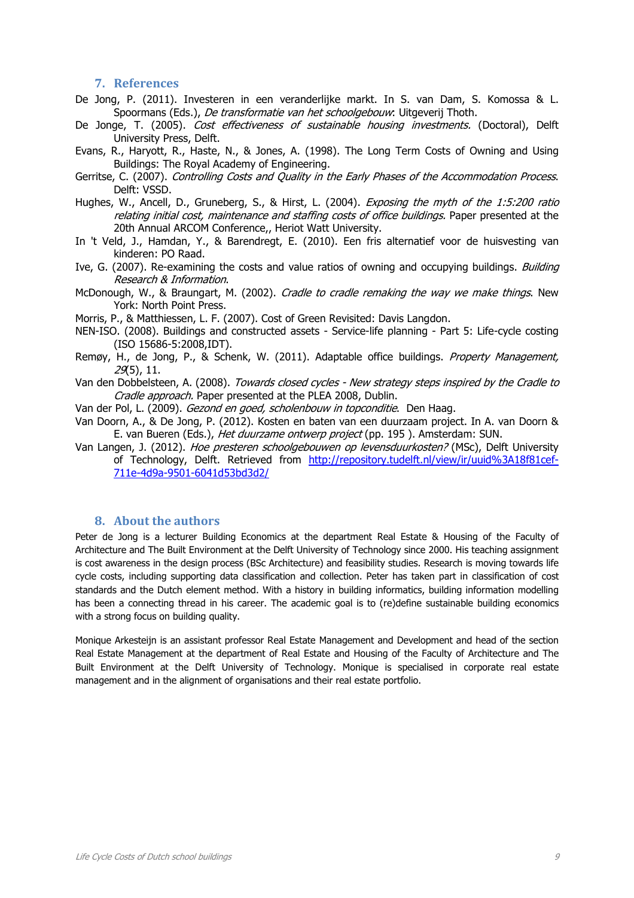## 7. References

De Jong, P. (2011). Investeren in een veranderlijke markt. In S. van Dam, S. Komossa & L. Spoormans (Eds.), *De transformatie van het schoolgebouw*: Uitgeverij Thoth.

De Jonge, T. (2005). *Cost effectiveness of sustainable housing investments.* (Doctoral), Delft University Press, Delft.

Evans, R., Haryott, R., Haste, N., & Jones, A. (1998). The Long Term Costs of Owning and Using Buildings: The Royal Academy of Engineering.

Gerritse, C. (2007). *Controlling Costs and Quality in the Early Phases of the Accommodation Process*. Delft: VSSD.

Hughes, W., Ancell, D., Gruneberg, S., & Hirst, L. (2004). *Exposing the myth of the 1:5:200 ratio relating initial cost, maintenance and staffing costs of office buildings.* Paper presented at the 20th Annual ARCOM Conference,, Heriot Watt University.

In 't Veld, J., Hamdan, Y., & Barendregt, E. (2010). Een fris alternatief voor de huisvesting van kinderen: PO Raad.

Ive, G. (2007). Re-examining the costs and value ratios of owning and occupying buildings. *Building Research & Information*.

McDonough, W., & Braungart, M. (2002). *Cradle to cradle remaking the way we make things*. New York: North Point Press.

Morris, P., & Matthiessen, L. F. (2007). Cost of Green Revisited: Davis Langdon.

NEN-ISO. (2008). Buildings and constructed assets - Service-life planning - Part 5: Life-cycle costing (ISO 15686-5:2008,IDT).

Remøy, H., de Jong, P., & Schenk, W. (2011). Adaptable office buildings. *Property Management, 29*(5), 11.

Van den Dobbelsteen, A. (2008). *Towards closed cycles - New strategy steps inspired by the Cradle to Cradle approach.* Paper presented at the PLEA 2008, Dublin.

Van der Pol, L. (2009). *Gezond en goed, scholenbouw in topconditie*. Den Haag.

Van Doorn, A., & De Jong, P. (2012). Kosten en baten van een duurzaam project. In A. van Doorn & E. van Bueren (Eds.), *Het duurzame ontwerp project* (pp. 195 ). Amsterdam: SUN.

Van Langen, J. (2012). *Hoe presteren schoolgebouwen op levensduurkosten?* (MSc), Delft University of Technology, Delft. Retrieved from http://repository.tudelft.nl/view/ir/uuid%3A18f81cef-711e-4d9a-9501-6041d53bd3d2/

## 8. About the authors

Peter de Jong is a lecturer Building Economics at the department Real Estate & Housing of the Faculty of Architecture and The Built Environment at the Delft University of Technology since 2000. His teaching assignment is cost awareness in the design process (BSc Architecture) and feasibility studies. Research is moving towards life cycle costs, including supporting data classification and collection. Peter has taken part in classification of cost standards and the Dutch element method. With a history in building informatics, building information modelling has been a connecting thread in his career. The academic goal is to (re)define sustainable building economics with a strong focus on building quality.

Monique Arkesteijn is an assistant professor Real Estate Management and Development and head of the section Real Estate Management at the department of Real Estate and Housing of the Faculty of Architecture and The Built Environment at the Delft University of Technology. Monique is specialised in corporate real estate management and in the alignment of organisations and their real estate portfolio.